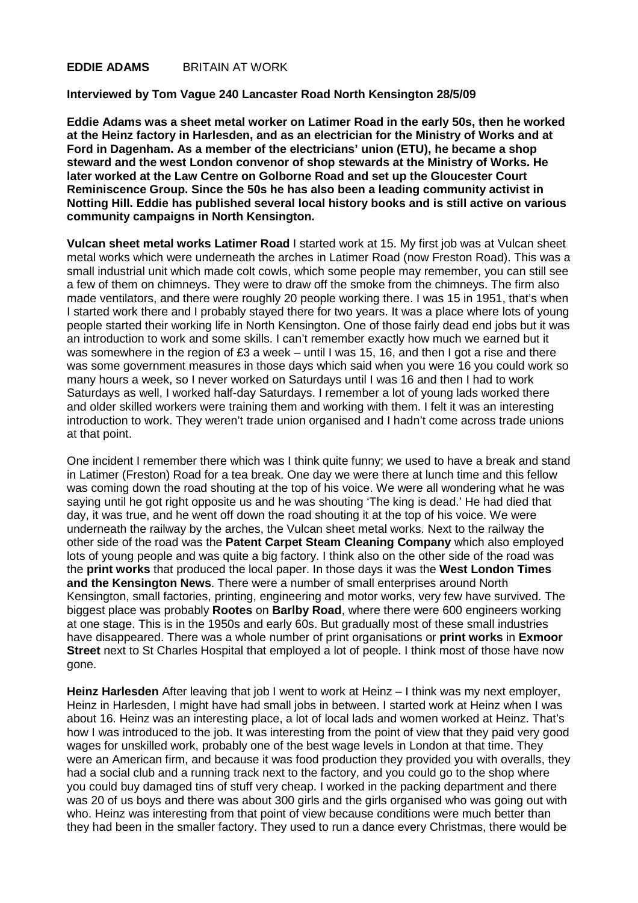**EDDIE ADAMS** BRITAIN AT WORK

**Interviewed by Tom Vague 240 Lancaster Road North Kensington 28/5/09**

**Eddie Adams was a sheet metal worker on Latimer Road in the early 50s, then he worked at the Heinz factory in Harlesden, and as an electrician for the Ministry of Works and at Ford in Dagenham. As a member of the electricians' union (ETU), he became a shop steward and the west London convenor of shop stewards at the Ministry of Works. He later worked at the Law Centre on Golborne Road and set up the Gloucester Court Reminiscence Group. Since the 50s he has also been a leading community activist in Notting Hill. Eddie has published several local history books and is still active on various community campaigns in North Kensington.**

**Vulcan sheet metal works Latimer Road** I started work at 15. My first job was at Vulcan sheet metal works which were underneath the arches in Latimer Road (now Freston Road). This was a small industrial unit which made colt cowls, which some people may remember, you can still see a few of them on chimneys. They were to draw off the smoke from the chimneys. The firm also made ventilators, and there were roughly 20 people working there. I was 15 in 1951, that's when I started work there and I probably stayed there for two years. It was a place where lots of young people started their working life in North Kensington. One of those fairly dead end jobs but it was an introduction to work and some skills. I can't remember exactly how much we earned but it was somewhere in the region of £3 a week – until I was 15, 16, and then I got a rise and there was some government measures in those days which said when you were 16 you could work so many hours a week, so I never worked on Saturdays until I was 16 and then I had to work Saturdays as well, I worked half-day Saturdays. I remember a lot of young lads worked there and older skilled workers were training them and working with them. I felt it was an interesting introduction to work. They weren't trade union organised and I hadn't come across trade unions at that point.

One incident I remember there which was I think quite funny; we used to have a break and stand in Latimer (Freston) Road for a tea break. One day we were there at lunch time and this fellow was coming down the road shouting at the top of his voice. We were all wondering what he was saying until he got right opposite us and he was shouting 'The king is dead.' He had died that day, it was true, and he went off down the road shouting it at the top of his voice. We were underneath the railway by the arches, the Vulcan sheet metal works. Next to the railway the other side of the road was the **Patent Carpet Steam Cleaning Company** which also employed lots of young people and was quite a big factory. I think also on the other side of the road was the **print works** that produced the local paper. In those days it was the **West London Times and the Kensington News**. There were a number of small enterprises around North Kensington, small factories, printing, engineering and motor works, very few have survived. The biggest place was probably **Rootes** on **Barlby Road**, where there were 600 engineers working at one stage. This is in the 1950s and early 60s. But gradually most of these small industries have disappeared. There was a whole number of print organisations or **print works** in **Exmoor Street** next to St Charles Hospital that employed a lot of people. I think most of those have now gone.

**Heinz Harlesden** After leaving that job I went to work at Heinz – I think was my next employer, Heinz in Harlesden, I might have had small jobs in between. I started work at Heinz when I was about 16. Heinz was an interesting place, a lot of local lads and women worked at Heinz. That's how I was introduced to the job. It was interesting from the point of view that they paid very good wages for unskilled work, probably one of the best wage levels in London at that time. They were an American firm, and because it was food production they provided you with overalls, they had a social club and a running track next to the factory, and you could go to the shop where you could buy damaged tins of stuff very cheap. I worked in the packing department and there was 20 of us boys and there was about 300 girls and the girls organised who was going out with who. Heinz was interesting from that point of view because conditions were much better than they had been in the smaller factory. They used to run a dance every Christmas, there would be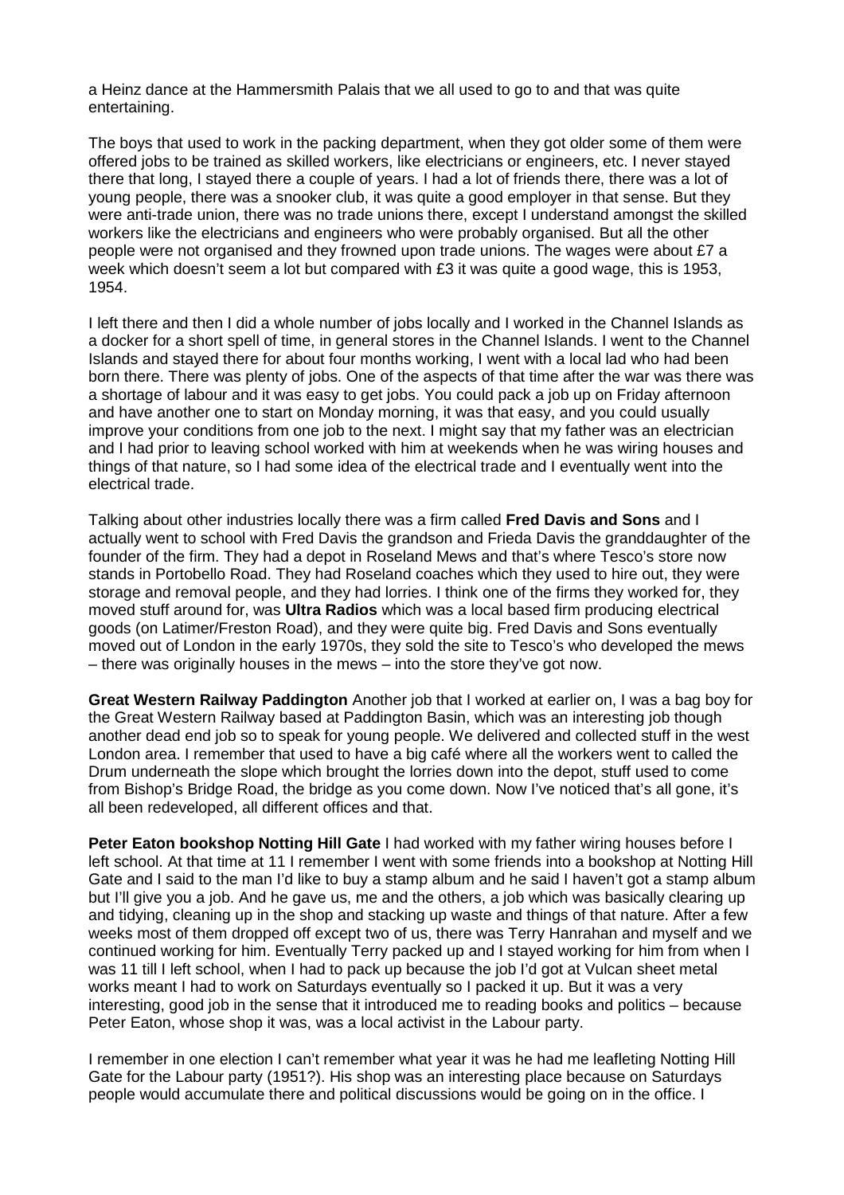a Heinz dance at the Hammersmith Palais that we all used to go to and that was quite entertaining.

The boys that used to work in the packing department, when they got older some of them were offered jobs to be trained as skilled workers, like electricians or engineers, etc. I never stayed there that long, I stayed there a couple of years. I had a lot of friends there, there was a lot of young people, there was a snooker club, it was quite a good employer in that sense. But they were anti-trade union, there was no trade unions there, except I understand amongst the skilled workers like the electricians and engineers who were probably organised. But all the other people were not organised and they frowned upon trade unions. The wages were about £7 a week which doesn't seem a lot but compared with £3 it was quite a good wage, this is 1953, 1954.

I left there and then I did a whole number of jobs locally and I worked in the Channel Islands as a docker for a short spell of time, in general stores in the Channel Islands. I went to the Channel Islands and stayed there for about four months working, I went with a local lad who had been born there. There was plenty of jobs. One of the aspects of that time after the war was there was a shortage of labour and it was easy to get jobs. You could pack a job up on Friday afternoon and have another one to start on Monday morning, it was that easy, and you could usually improve your conditions from one job to the next. I might say that my father was an electrician and I had prior to leaving school worked with him at weekends when he was wiring houses and things of that nature, so I had some idea of the electrical trade and I eventually went into the electrical trade.

Talking about other industries locally there was a firm called **Fred Davis and Sons** and I actually went to school with Fred Davis the grandson and Frieda Davis the granddaughter of the founder of the firm. They had a depot in Roseland Mews and that's where Tesco's store now stands in Portobello Road. They had Roseland coaches which they used to hire out, they were storage and removal people, and they had lorries. I think one of the firms they worked for, they moved stuff around for, was **Ultra Radios** which was a local based firm producing electrical goods (on Latimer/Freston Road), and they were quite big. Fred Davis and Sons eventually moved out of London in the early 1970s, they sold the site to Tesco's who developed the mews – there was originally houses in the mews – into the store they've got now.

**Great Western Railway Paddington** Another job that I worked at earlier on, I was a bag boy for the Great Western Railway based at Paddington Basin, which was an interesting job though another dead end job so to speak for young people. We delivered and collected stuff in the west London area. I remember that used to have a big café where all the workers went to called the Drum underneath the slope which brought the lorries down into the depot, stuff used to come from Bishop's Bridge Road, the bridge as you come down. Now I've noticed that's all gone, it's all been redeveloped, all different offices and that.

**Peter Eaton bookshop Notting Hill Gate** I had worked with my father wiring houses before I left school. At that time at 11 I remember I went with some friends into a bookshop at Notting Hill Gate and I said to the man I'd like to buy a stamp album and he said I haven't got a stamp album but I'll give you a job. And he gave us, me and the others, a job which was basically clearing up and tidying, cleaning up in the shop and stacking up waste and things of that nature. After a few weeks most of them dropped off except two of us, there was Terry Hanrahan and myself and we continued working for him. Eventually Terry packed up and I stayed working for him from when I was 11 till I left school, when I had to pack up because the job I'd got at Vulcan sheet metal works meant I had to work on Saturdays eventually so I packed it up. But it was a very interesting, good job in the sense that it introduced me to reading books and politics – because Peter Eaton, whose shop it was, was a local activist in the Labour party.

I remember in one election I can't remember what year it was he had me leafleting Notting Hill Gate for the Labour party (1951?). His shop was an interesting place because on Saturdays people would accumulate there and political discussions would be going on in the office. I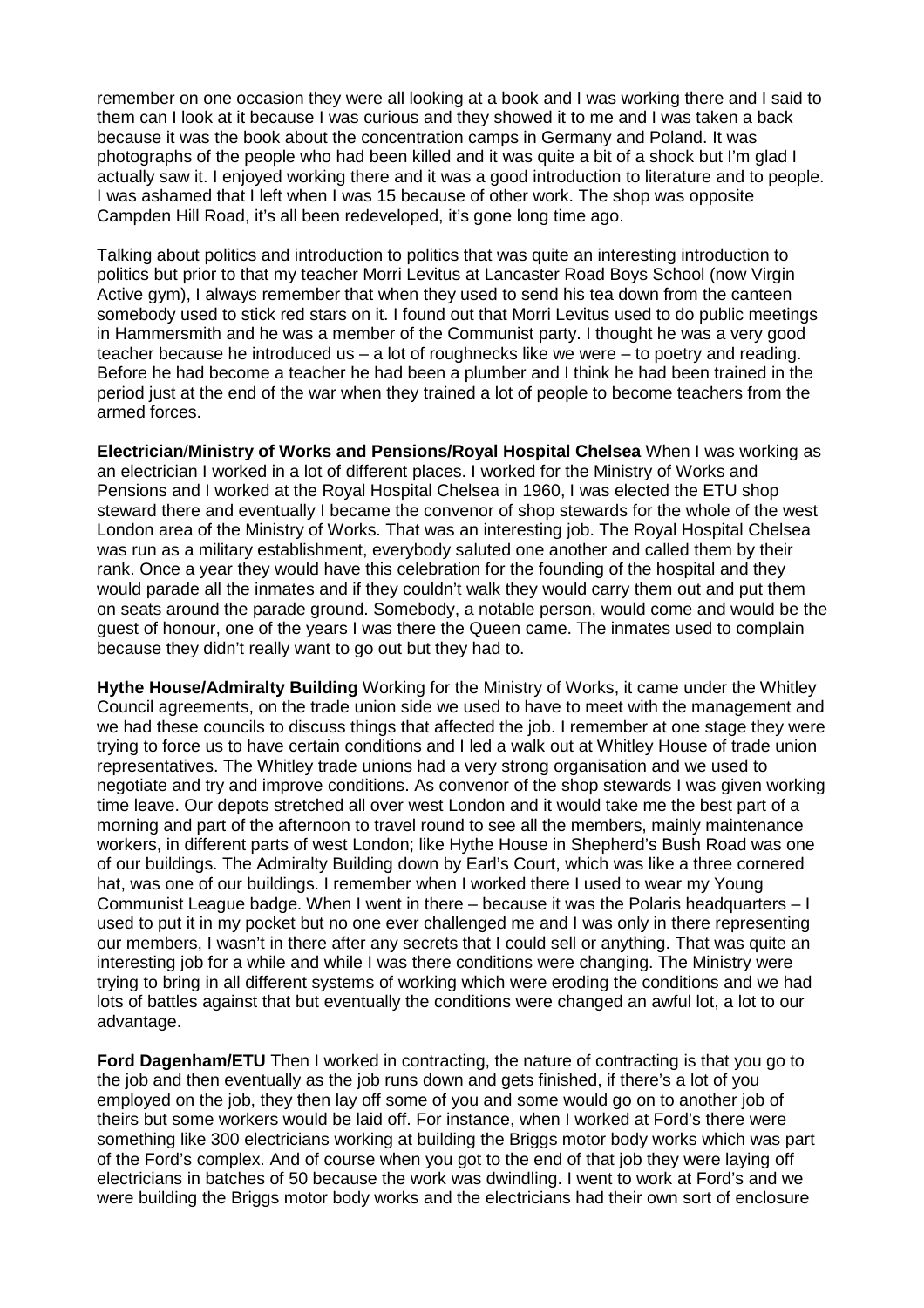remember on one occasion they were all looking at a book and I was working there and I said to them can I look at it because I was curious and they showed it to me and I was taken a back because it was the book about the concentration camps in Germany and Poland. It was photographs of the people who had been killed and it was quite a bit of a shock but I'm glad I actually saw it. I enjoyed working there and it was a good introduction to literature and to people. I was ashamed that I left when I was 15 because of other work. The shop was opposite Campden Hill Road, it's all been redeveloped, it's gone long time ago.

Talking about politics and introduction to politics that was quite an interesting introduction to politics but prior to that my teacher Morri Levitus at Lancaster Road Boys School (now Virgin Active gym), I always remember that when they used to send his tea down from the canteen somebody used to stick red stars on it. I found out that Morri Levitus used to do public meetings in Hammersmith and he was a member of the Communist party. I thought he was a very good teacher because he introduced us – a lot of roughnecks like we were – to poetry and reading. Before he had become a teacher he had been a plumber and I think he had been trained in the period just at the end of the war when they trained a lot of people to become teachers from the armed forces.

**Electrician/Ministry of Works and Pensions/Royal Hospital Chelsea** When I was working as an electrician I worked in a lot of different places. I worked for the Ministry of Works and Pensions and I worked at the Royal Hospital Chelsea in 1960, I was elected the ETU shop steward there and eventually I became the convenor of shop stewards for the whole of the west London area of the Ministry of Works. That was an interesting job. The Royal Hospital Chelsea was run as a military establishment, everybody saluted one another and called them by their rank. Once a year they would have this celebration for the founding of the hospital and they would parade all the inmates and if they couldn't walk they would carry them out and put them on seats around the parade ground. Somebody, a notable person, would come and would be the guest of honour, one of the years I was there the Queen came. The inmates used to complain because they didn't really want to go out but they had to.

**Hythe House/Admiralty Building** Working for the Ministry of Works, it came under the Whitley Council agreements, on the trade union side we used to have to meet with the management and we had these councils to discuss things that affected the job. I remember at one stage they were trying to force us to have certain conditions and I led a walk out at Whitley House of trade union representatives. The Whitley trade unions had a very strong organisation and we used to negotiate and try and improve conditions. As convenor of the shop stewards I was given working time leave. Our depots stretched all over west London and it would take me the best part of a morning and part of the afternoon to travel round to see all the members, mainly maintenance workers, in different parts of west London; like Hythe House in Shepherd's Bush Road was one of our buildings. The Admiralty Building down by Earl's Court, which was like a three cornered hat, was one of our buildings. I remember when I worked there I used to wear my Young Communist League badge. When I went in there – because it was the Polaris headquarters – I used to put it in my pocket but no one ever challenged me and I was only in there representing our members, I wasn't in there after any secrets that I could sell or anything. That was quite an interesting job for a while and while I was there conditions were changing. The Ministry were trying to bring in all different systems of working which were eroding the conditions and we had lots of battles against that but eventually the conditions were changed an awful lot, a lot to our advantage.

**Ford Dagenham/ETU** Then I worked in contracting, the nature of contracting is that you go to the job and then eventually as the job runs down and gets finished, if there's a lot of you employed on the job, they then lay off some of you and some would go on to another job of theirs but some workers would be laid off. For instance, when I worked at Ford's there were something like 300 electricians working at building the Briggs motor body works which was part of the Ford's complex. And of course when you got to the end of that job they were laying off electricians in batches of 50 because the work was dwindling. I went to work at Ford's and we were building the Briggs motor body works and the electricians had their own sort of enclosure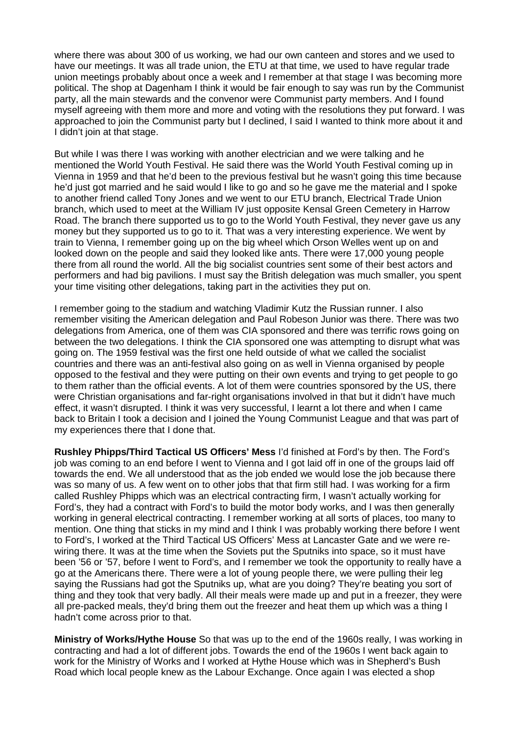where there was about 300 of us working, we had our own canteen and stores and we used to have our meetings. It was all trade union, the ETU at that time, we used to have regular trade union meetings probably about once a week and I remember at that stage I was becoming more political. The shop at Dagenham I think it would be fair enough to say was run by the Communist party, all the main stewards and the convenor were Communist party members. And I found myself agreeing with them more and more and voting with the resolutions they put forward. I was approached to join the Communist party but I declined, I said I wanted to think more about it and I didn't join at that stage.

But while I was there I was working with another electrician and we were talking and he mentioned the World Youth Festival. He said there was the World Youth Festival coming up in Vienna in 1959 and that he'd been to the previous festival but he wasn't going this time because he'd just got married and he said would I like to go and so he gave me the material and I spoke to another friend called Tony Jones and we went to our ETU branch, Electrical Trade Union branch, which used to meet at the William IV just opposite Kensal Green Cemetery in Harrow Road. The branch there supported us to go to the World Youth Festival, they never gave us any money but they supported us to go to it. That was a very interesting experience. We went by train to Vienna, I remember going up on the big wheel which Orson Welles went up on and looked down on the people and said they looked like ants. There were 17,000 young people there from all round the world. All the big socialist countries sent some of their best actors and performers and had big pavilions. I must say the British delegation was much smaller, you spent your time visiting other delegations, taking part in the activities they put on.

I remember going to the stadium and watching Vladimir Kutz the Russian runner. I also remember visiting the American delegation and Paul Robeson Junior was there. There was two delegations from America, one of them was CIA sponsored and there was terrific rows going on between the two delegations. I think the CIA sponsored one was attempting to disrupt what was going on. The 1959 festival was the first one held outside of what we called the socialist countries and there was an anti-festival also going on as well in Vienna organised by people opposed to the festival and they were putting on their own events and trying to get people to go to them rather than the official events. A lot of them were countries sponsored by the US, there were Christian organisations and far-right organisations involved in that but it didn't have much effect, it wasn't disrupted. I think it was very successful, I learnt a lot there and when I came back to Britain I took a decision and I joined the Young Communist League and that was part of my experiences there that I done that.

**Rushley Phipps/Third Tactical US Officers' Mess** I'd finished at Ford's by then. The Ford's job was coming to an end before I went to Vienna and I got laid off in one of the groups laid off towards the end. We all understood that as the job ended we would lose the job because there was so many of us. A few went on to other jobs that that firm still had. I was working for a firm called Rushley Phipps which was an electrical contracting firm, I wasn't actually working for Ford's, they had a contract with Ford's to build the motor body works, and I was then generally working in general electrical contracting. I remember working at all sorts of places, too many to mention. One thing that sticks in my mind and I think I was probably working there before I went to Ford's, I worked at the Third Tactical US Officers' Mess at Lancaster Gate and we were re-wiring there. It was at the time when the Soviets put the Sputniks into space, so it must have been '56 or '57, before I went to Ford's, and I remember we took the opportunity to really have a go at the Americans there. There were a lot of young people there, we were pulling their leg saying the Russians had got the Sputniks up, what are you doing? They're beating you sort of thing and they took that very badly. All their meals were made up and put in a freezer, they were all pre-packed meals, they'd bring them out the freezer and heat them up which was a thing I hadn't come across prior to that.

**Ministry of Works/Hythe House** So that was up to the end of the 1960s really, I was working in contracting and had a lot of different jobs. Towards the end of the 1960s I went back again to work for the Ministry of Works and I worked at Hythe House which was in Shepherd's Bush Road which local people knew as the Labour Exchange. Once again I was elected a shop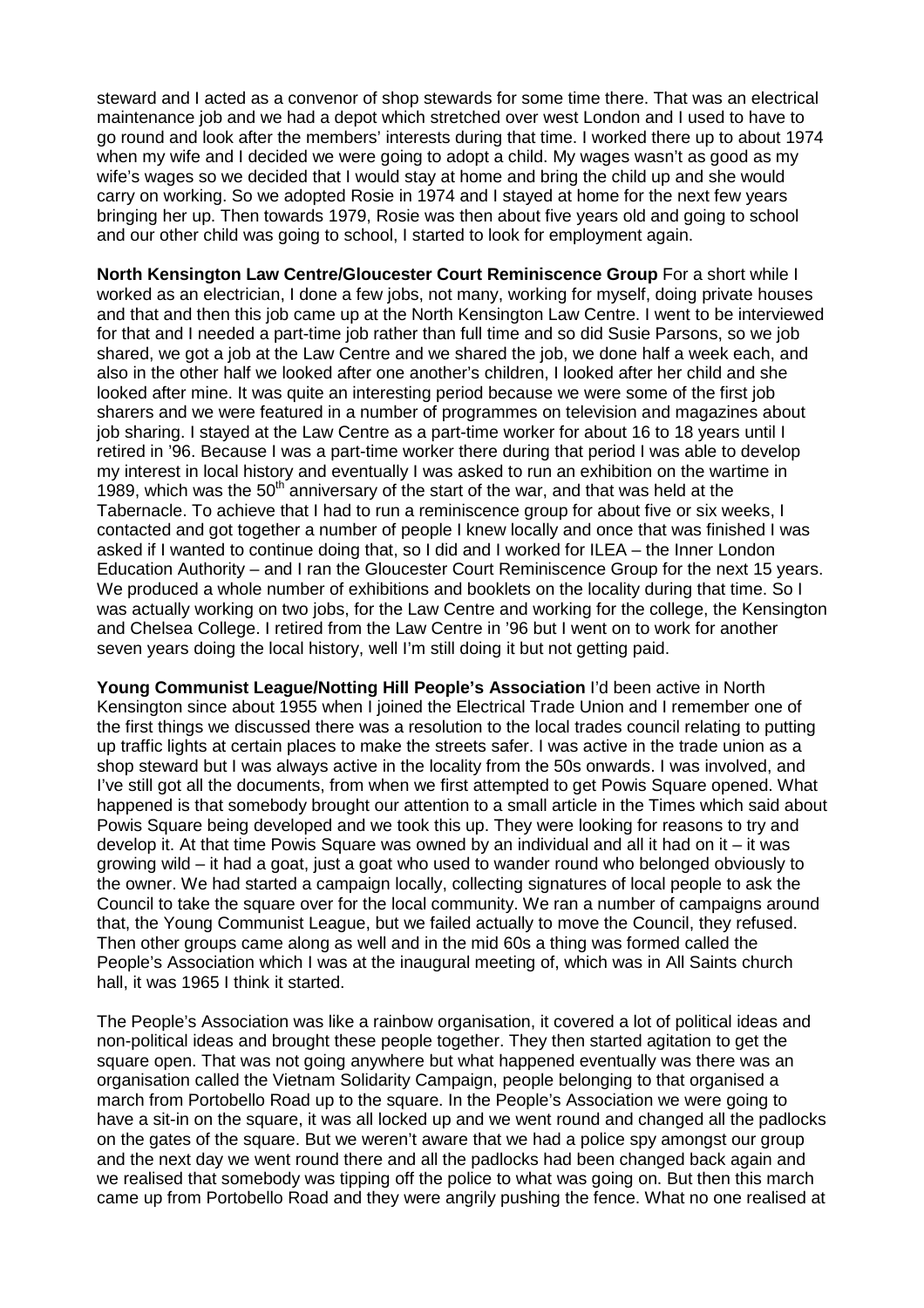steward and I acted as a convenor of shop stewards for some time there. That was an electrical maintenance job and we had a depot which stretched over west London and I used to have to go round and look after the members' interests during that time. I worked there up to about 1974 when my wife and I decided we were going to adopt a child. My wages wasn't as good as my wife's wages so we decided that I would stay at home and bring the child up and she would carry on working. So we adopted Rosie in 1974 and I stayed at home for the next few years bringing her up. Then towards 1979, Rosie was then about five years old and going to school and our other child was going to school, I started to look for employment again.

**North Kensington Law Centre/Gloucester Court Reminiscence Group** For a short while I worked as an electrician, I done a few jobs, not many, working for myself, doing private houses and that and then this job came up at the North Kensington Law Centre. I went to be interviewed for that and I needed a part-time job rather than full time and so did Susie Parsons, so we job shared, we got a job at the Law Centre and we shared the job, we done half a week each, and also in the other half we looked after one another's children, I looked after her child and she looked after mine. It was quite an interesting period because we were some of the first job sharers and we were featured in a number of programmes on television and magazines about job sharing. I stayed at the Law Centre as a part-time worker for about 16 to 18 years until I retired in '96. Because I was a part-time worker there during that period I was able to develop my interest in local history and eventually I was asked to run an exhibition on the wartime in 1989, which was the 50th anniversary of the start of the war, and that was held at the Tabernacle. To achieve that I had to run a reminiscence group for about five or six weeks, I contacted and got together a number of people I knew locally and once that was finished I was asked if I wanted to continue doing that, so I did and I worked for ILEA – the Inner London Education Authority – and I ran the Gloucester Court Reminiscence Group for the next 15 years. We produced a whole number of exhibitions and booklets on the locality during that time. So I was actually working on two jobs, for the Law Centre and working for the college, the Kensington and Chelsea College. I retired from the Law Centre in '96 but I went on to work for another seven years doing the local history, well I'm still doing it but not getting paid.

**Young Communist League/Notting Hill People's Association** I'd been active in North Kensington since about 1955 when I joined the Electrical Trade Union and I remember one of the first things we discussed there was a resolution to the local trades council relating to putting up traffic lights at certain places to make the streets safer. I was active in the trade union as a shop steward but I was always active in the locality from the 50s onwards. I was involved, and I've still got all the documents, from when we first attempted to get Powis Square opened. What happened is that somebody brought our attention to a small article in the Times which said about Powis Square being developed and we took this up. They were looking for reasons to try and develop it. At that time Powis Square was owned by an individual and all it had on it – it was growing wild – it had a goat, just a goat who used to wander round who belonged obviously to the owner. We had started a campaign locally, collecting signatures of local people to ask the Council to take the square over for the local community. We ran a number of campaigns around that, the Young Communist League, but we failed actually to move the Council, they refused. Then other groups came along as well and in the mid 60s a thing was formed called the People's Association which I was at the inaugural meeting of, which was in All Saints church hall, it was 1965 I think it started.

The People's Association was like a rainbow organisation, it covered a lot of political ideas and non-political ideas and brought these people together. They then started agitation to get the square open. That was not going anywhere but what happened eventually was there was an organisation called the Vietnam Solidarity Campaign, people belonging to that organised a march from Portobello Road up to the square. In the People's Association we were going to have a sit-in on the square, it was all locked up and we went round and changed all the padlocks on the gates of the square. But we weren't aware that we had a police spy amongst our group and the next day we went round there and all the padlocks had been changed back again and we realised that somebody was tipping off the police to what was going on. But then this march came up from Portobello Road and they were angrily pushing the fence. What no one realised at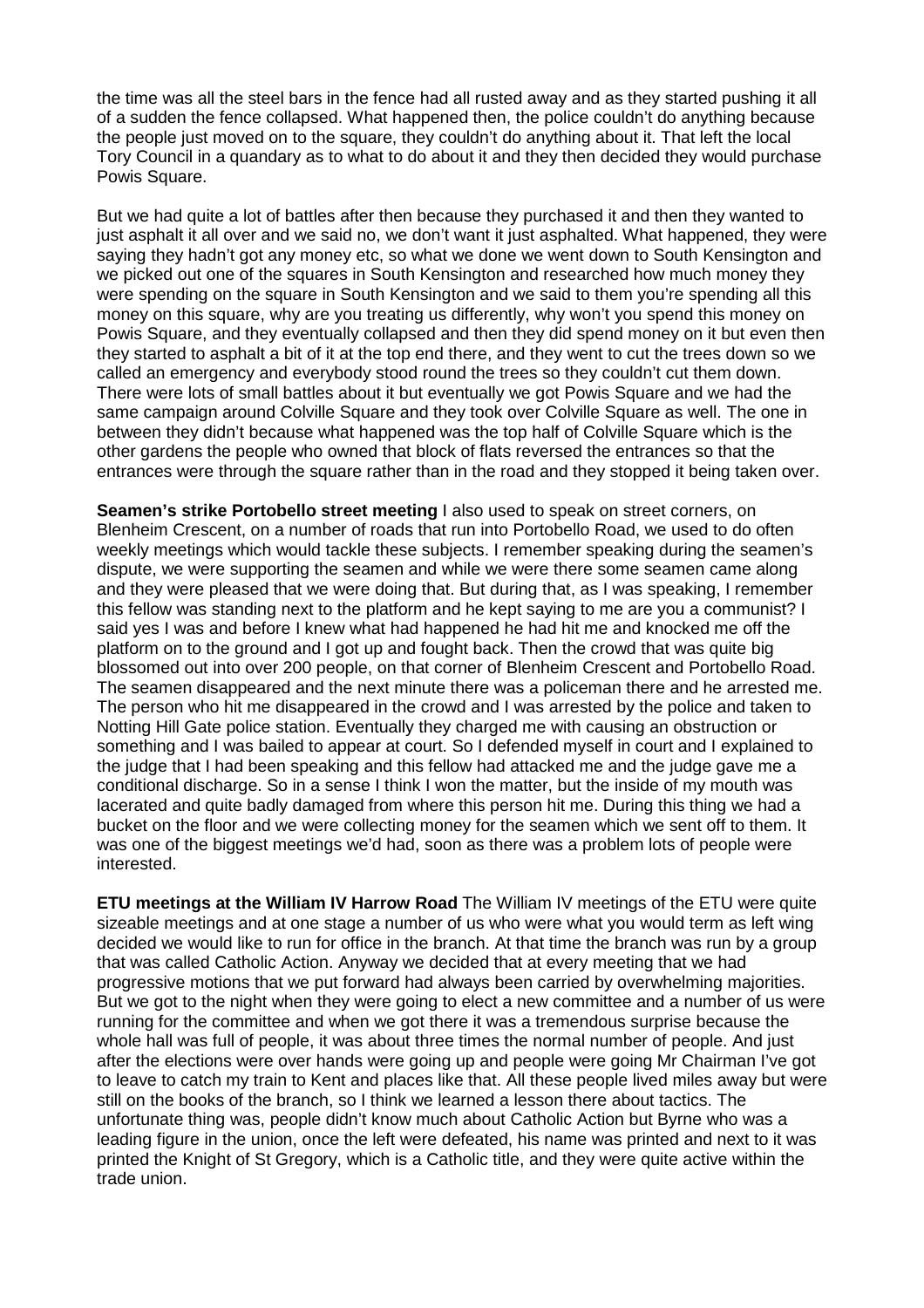the time was all the steel bars in the fence had all rusted away and as they started pushing it all of a sudden the fence collapsed. What happened then, the police couldn't do anything because the people just moved on to the square, they couldn't do anything about it. That left the local Tory Council in a quandary as to what to do about it and they then decided they would purchase Powis Square.

But we had quite a lot of battles after then because they purchased it and then they wanted to just asphalt it all over and we said no, we don't want it just asphalted. What happened, they were saying they hadn't got any money etc, so what we done we went down to South Kensington and we picked out one of the squares in South Kensington and researched how much money they were spending on the square in South Kensington and we said to them you're spending all this money on this square, why are you treating us differently, why won't you spend this money on Powis Square, and they eventually collapsed and then they did spend money on it but even then they started to asphalt a bit of it at the top end there, and they went to cut the trees down so we called an emergency and everybody stood round the trees so they couldn't cut them down. There were lots of small battles about it but eventually we got Powis Square and we had the same campaign around Colville Square and they took over Colville Square as well. The one in between they didn't because what happened was the top half of Colville Square which is the other gardens the people who owned that block of flats reversed the entrances so that the entrances were through the square rather than in the road and they stopped it being taken over.

**Seamen's strike Portobello street meeting** I also used to speak on street corners, on Blenheim Crescent, on a number of roads that run into Portobello Road, we used to do often weekly meetings which would tackle these subjects. I remember speaking during the seamen's dispute, we were supporting the seamen and while we were there some seamen came along and they were pleased that we were doing that. But during that, as I was speaking, I remember this fellow was standing next to the platform and he kept saying to me are you a communist? I said yes I was and before I knew what had happened he had hit me and knocked me off the platform on to the ground and I got up and fought back. Then the crowd that was quite big blossomed out into over 200 people, on that corner of Blenheim Crescent and Portobello Road. The seamen disappeared and the next minute there was a policeman there and he arrested me. The person who hit me disappeared in the crowd and I was arrested by the police and taken to Notting Hill Gate police station. Eventually they charged me with causing an obstruction or something and I was bailed to appear at court. So I defended myself in court and I explained to the judge that I had been speaking and this fellow had attacked me and the judge gave me a conditional discharge. So in a sense I think I won the matter, but the inside of my mouth was lacerated and quite badly damaged from where this person hit me. During this thing we had a bucket on the floor and we were collecting money for the seamen which we sent off to them. It was one of the biggest meetings we'd had, soon as there was a problem lots of people were interested.

**ETU meetings at the William IV Harrow Road** The William IV meetings of the ETU were quite sizeable meetings and at one stage a number of us who were what you would term as left wing decided we would like to run for office in the branch. At that time the branch was run by a group that was called Catholic Action. Anyway we decided that at every meeting that we had progressive motions that we put forward had always been carried by overwhelming majorities. But we got to the night when they were going to elect a new committee and a number of us were running for the committee and when we got there it was a tremendous surprise because the whole hall was full of people, it was about three times the normal number of people. And just after the elections were over hands were going up and people were going Mr Chairman I've got to leave to catch my train to Kent and places like that. All these people lived miles away but were still on the books of the branch, so I think we learned a lesson there about tactics. The unfortunate thing was, people didn't know much about Catholic Action but Byrne who was a leading figure in the union, once the left were defeated, his name was printed and next to it was printed the Knight of St Gregory, which is a Catholic title, and they were quite active within the trade union.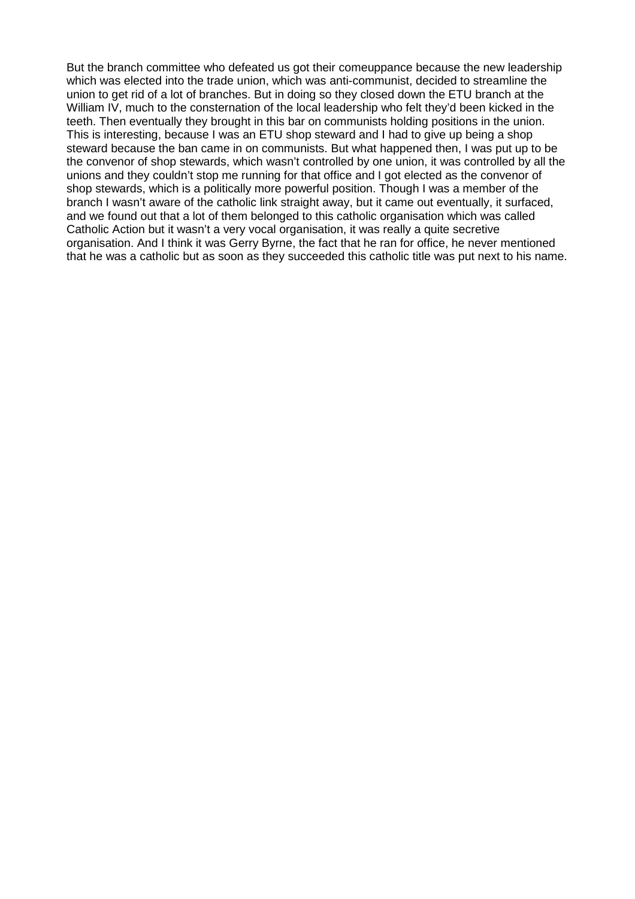But the branch committee who defeated us got their comeuppance because the new leadership which was elected into the trade union, which was anti-communist, decided to streamline the union to get rid of a lot of branches. But in doing so they closed down the ETU branch at the William IV, much to the consternation of the local leadership who felt they'd been kicked in the teeth. Then eventually they brought in this bar on communists holding positions in the union. This is interesting, because I was an ETU shop steward and I had to give up being a shop steward because the ban came in on communists. But what happened then, I was put up to be the convenor of shop stewards, which wasn't controlled by one union, it was controlled by all the unions and they couldn't stop me running for that office and I got elected as the convenor of shop stewards, which is a politically more powerful position. Though I was a member of the branch I wasn't aware of the catholic link straight away, but it came out eventually, it surfaced, and we found out that a lot of them belonged to this catholic organisation which was called Catholic Action but it wasn't a very vocal organisation, it was really a quite secretive organisation. And I think it was Gerry Byrne, the fact that he ran for office, he never mentioned that he was a catholic but as soon as they succeeded this catholic title was put next to his name.